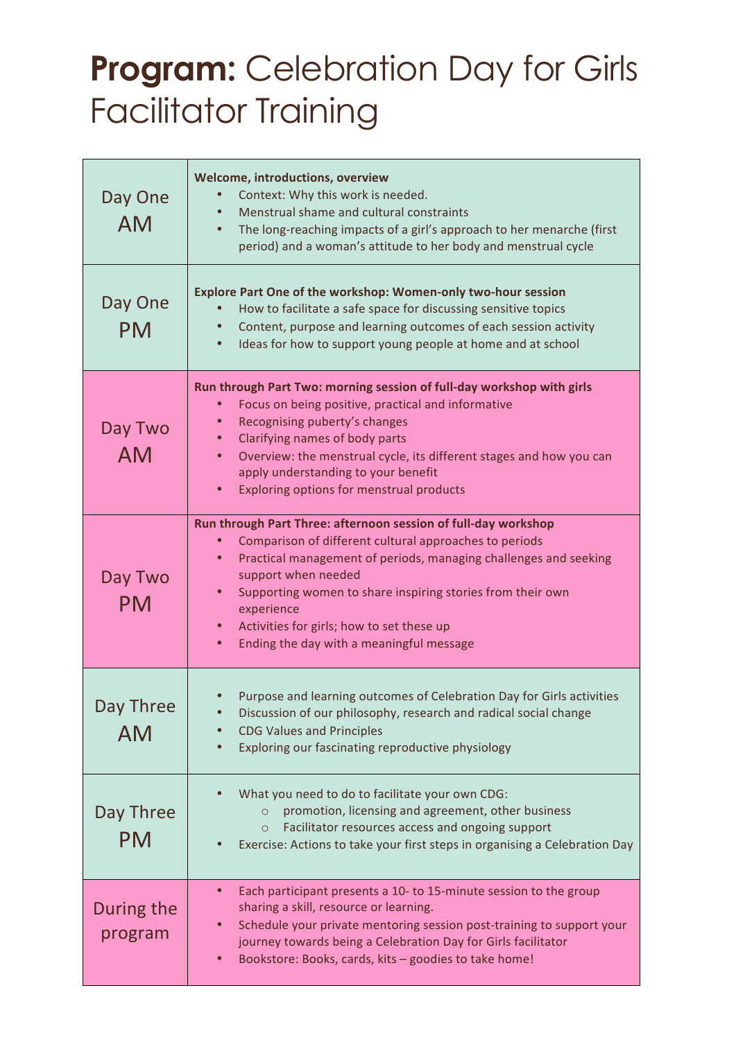# **Program:** Celebration Day for Girls Facilitator Training

| | |
|---|---|
| Day One AM | **Welcome, introductions, overview**<br>• Context: Why this work is needed.<br>• Menstrual shame and cultural constraints<br>• The long-reaching impacts of a girl's approach to her menarche (first period) and a woman's attitude to her body and menstrual cycle |
| Day One PM | **Explore Part One of the workshop: Women-only two-hour session**<br>• How to facilitate a safe space for discussing sensitive topics<br>• Content, purpose and learning outcomes of each session activity<br>• Ideas for how to support young people at home and at school |
| Day Two AM | **Run through Part Two: morning session of full-day workshop with girls**<br>• Focus on being positive, practical and informative<br>• Recognising puberty's changes<br>• Clarifying names of body parts<br>• Overview: the menstrual cycle, its different stages and how you can apply understanding to your benefit<br>• Exploring options for menstrual products |
| Day Two PM | **Run through Part Three: afternoon session of full-day workshop**<br>• Comparison of different cultural approaches to periods<br>• Practical management of periods, managing challenges and seeking support when needed<br>• Supporting women to share inspiring stories from their own experience<br>• Activities for girls; how to set these up<br>• Ending the day with a meaningful message |
| Day Three AM | • Purpose and learning outcomes of Celebration Day for Girls activities<br>• Discussion of our philosophy, research and radical social change<br>• CDG Values and Principles<br>• Exploring our fascinating reproductive physiology |
| Day Three PM | • What you need to do to facilitate your own CDG:<br>&nbsp;&nbsp;&nbsp;&nbsp;○ promotion, licensing and agreement, other business<br>&nbsp;&nbsp;&nbsp;&nbsp;○ Facilitator resources access and ongoing support<br>• Exercise: Actions to take your first steps in organising a Celebration Day |
| During the program | • Each participant presents a 10- to 15-minute session to the group sharing a skill, resource or learning.<br>• Schedule your private mentoring session post-training to support your journey towards being a Celebration Day for Girls facilitator<br>• Bookstore: Books, cards, kits – goodies to take home! |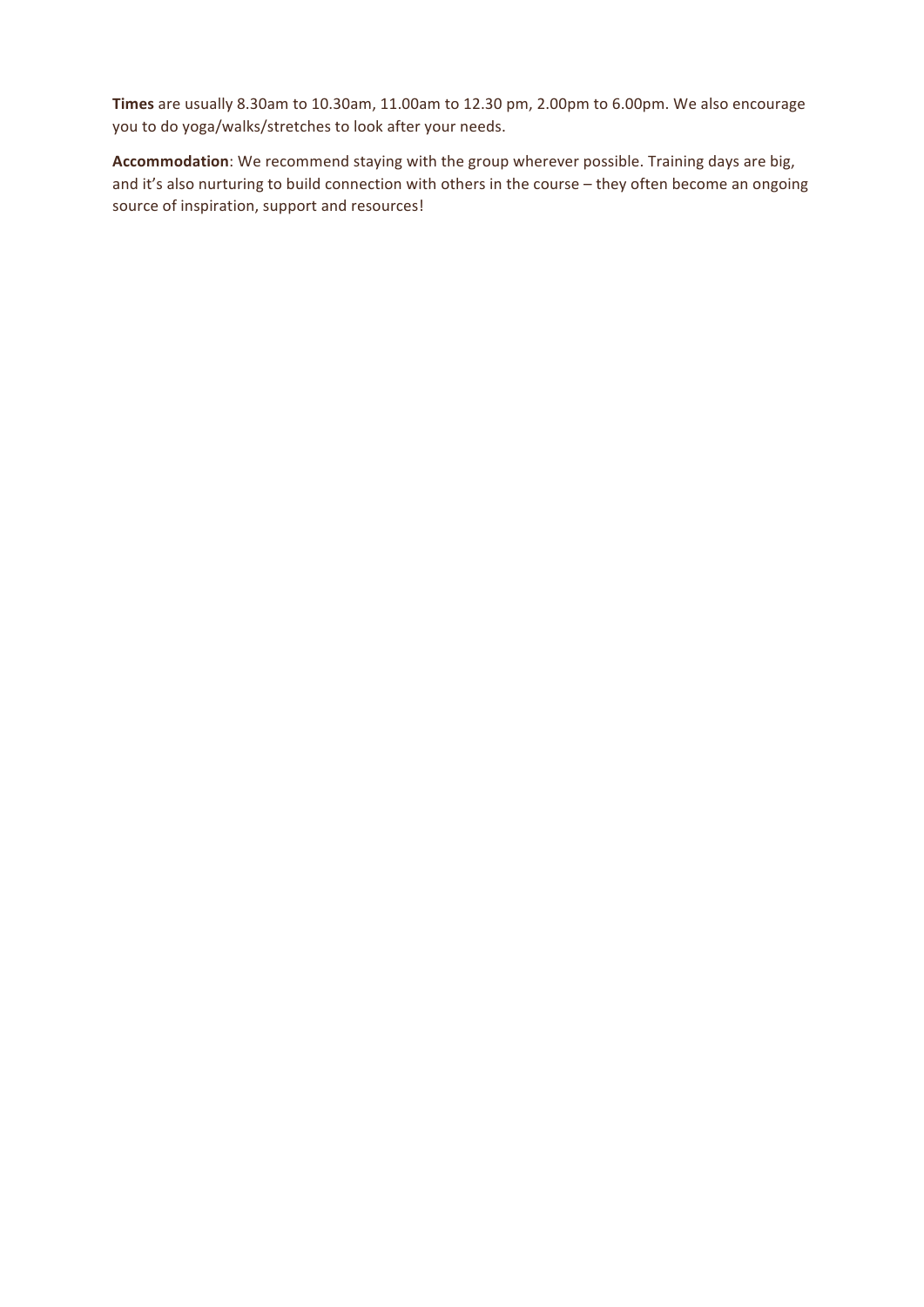**Times** are usually 8.30am to 10.30am, 11.00am to 12.30 pm, 2.00pm to 6.00pm. We also encourage you to do yoga/walks/stretches to look after your needs.

**Accommodation**: We recommend staying with the group wherever possible. Training days are big, and it's also nurturing to build connection with others in the course – they often become an ongoing source of inspiration, support and resources!